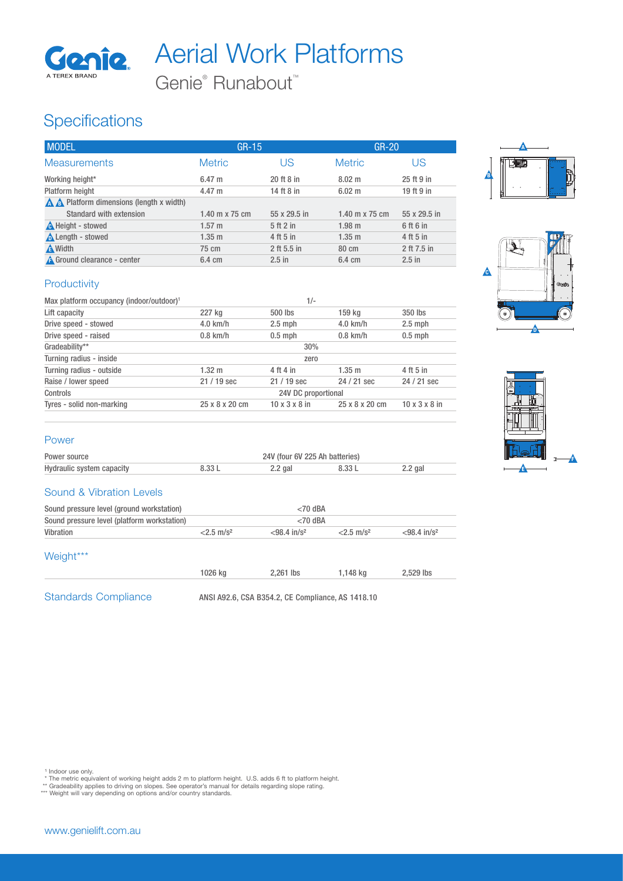# Aerial Work Platforms

Genie® Runabout™

## Specifications

| MODEL | GR-15 | | GR-20 | |
|---|---|---|---|---|
| **Measurements** | **Metric** | **US** | **Metric** | **US** |
| Working height* | 6.47 m | 20 ft 8 in | 8.02 m | 25 ft 9 in |
| Platform height | 4.47 m | 14 ft 8 in | 6.02 m | 19 ft 9 in |
| A B Platform dimensions (length x width) | | | | |
| Standard with extension | 1.40 m x 75 cm | 55 x 29.5 in | 1.40 m x 75 cm | 55 x 29.5 in |
| C Height - stowed | 1.57 m | 5 ft 2 in | 1.98 m | 6 ft 6 in |
| D Length - stowed | 1.35 m | 4 ft 5 in | 1.35 m | 4 ft 5 in |
| E Width | 75 cm | 2 ft 5.5 in | 80 cm | 2 ft 7.5 in |
| F Ground clearance - center | 6.4 cm | 2.5 in | 6.4 cm | 2.5 in |

### Productivity

| | GR-15 Metric | GR-15 US | GR-20 Metric | GR-20 US |
|---|---|---|---|---|
| Max platform occupancy (indoor/outdoor)[1] | 1/- | | | |
| Lift capacity | 227 kg | 500 lbs | 159 kg | 350 lbs |
| Drive speed - stowed | 4.0 km/h | 2.5 mph | 4.0 km/h | 2.5 mph |
| Drive speed - raised | 0.8 km/h | 0.5 mph | 0.8 km/h | 0.5 mph |
| Gradeability** | 30% | | | |
| Turning radius - inside | zero | | | |
| Turning radius - outside | 1.32 m | 4 ft 4 in | 1.35 m | 4 ft 5 in |
| Raise / lower speed | 21 / 19 sec | 21 / 19 sec | 24 / 21 sec | 24 / 21 sec |
| Controls | 24V DC proportional | | | |
| Tyres - solid non-marking | 25 x 8 x 20 cm | 10 x 3 x 8 in | 25 x 8 x 20 cm | 10 x 3 x 8 in |

### Power

| | GR-15 Metric | GR-15 US | GR-20 Metric | GR-20 US |
|---|---|---|---|---|
| Power source | 24V (four 6V 225 Ah batteries) | | | |
| Hydraulic system capacity | 8.33 L | 2.2 gal | 8.33 L | 2.2 gal |

### Sound & Vibration Levels

| | GR-15 Metric | GR-15 US | GR-20 Metric | GR-20 US |
|---|---|---|---|---|
| Sound pressure level (ground workstation) | <70 dBA | | | |
| Sound pressure level (platform workstation) | <70 dBA | | | |
| Vibration | <2.5 m/s² | <98.4 in/s² | <2.5 m/s² | <98.4 in/s² |

### Weight***

| | GR-15 Metric | GR-15 US | GR-20 Metric | GR-20 US |
|---|---|---|---|---|
| | 1026 kg | 2,261 lbs | 1,148 kg | 2,529 lbs |

### Standards Compliance

ANSI A92.6, CSA B354.2, CE Compliance, AS 1418.10

[1] Indoor use only.
\* The metric equivalent of working height adds 2 m to platform height. U.S. adds 6 ft to platform height.
\** Gradeability applies to driving on slopes. See operator's manual for details regarding slope rating.
\*** Weight will vary depending on options and/or country standards.

www.genielift.com.au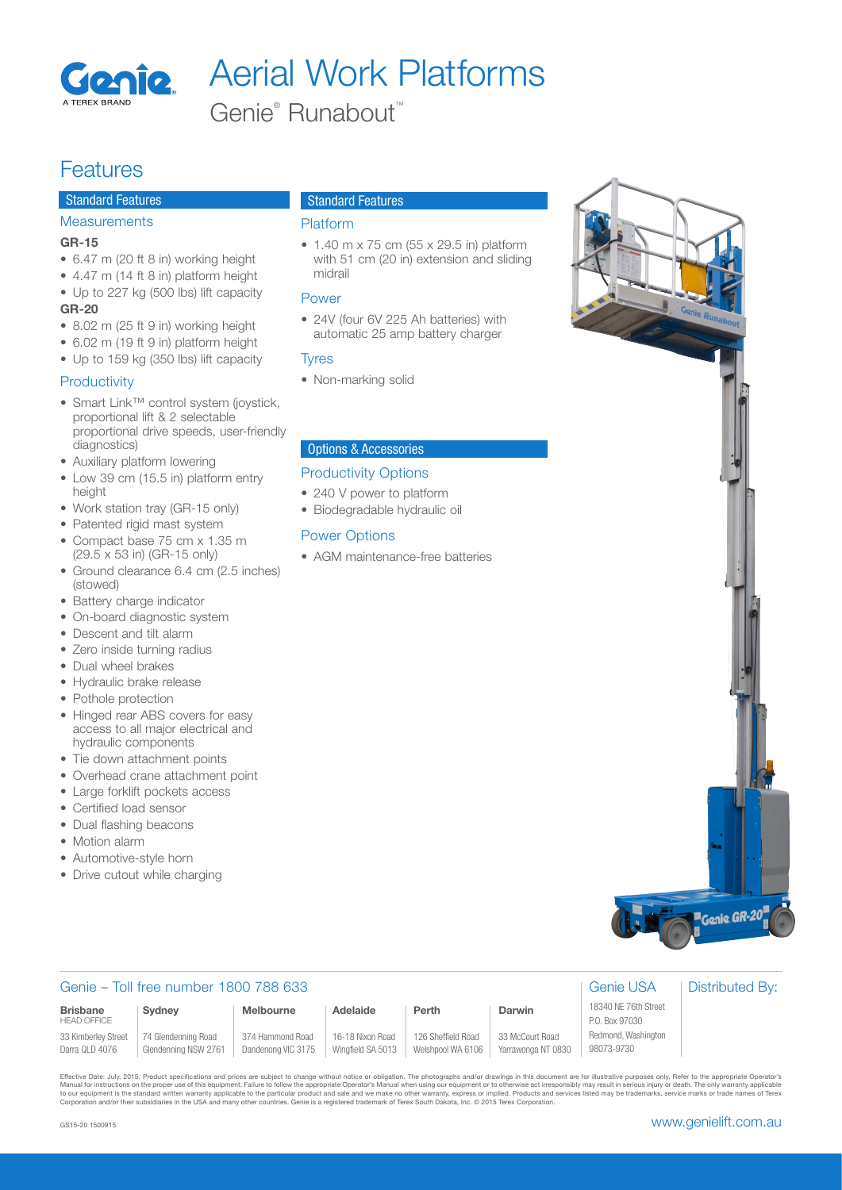# Aerial Work Platforms

Genie® Runabout™

## Features

### Standard Features

#### Measurements

**GR-15**

- 6.47 m (20 ft 8 in) working height
- 4.47 m (14 ft 8 in) platform height
- Up to 227 kg (500 lbs) lift capacity

**GR-20**

- 8.02 m (25 ft 9 in) working height
- 6.02 m (19 ft 9 in) platform height
- Up to 159 kg (350 lbs) lift capacity

#### Productivity

- Smart Link™ control system (joystick, proportional lift & 2 selectable proportional drive speeds, user-friendly diagnostics)
- Auxiliary platform lowering
- Low 39 cm (15.5 in) platform entry height
- Work station tray (GR-15 only)
- Patented rigid mast system
- Compact base 75 cm x 1.35 m (29.5 x 53 in) (GR-15 only)
- Ground clearance 6.4 cm (2.5 inches) (stowed)
- Battery charge indicator
- On-board diagnostic system
- Descent and tilt alarm
- Zero inside turning radius
- Dual wheel brakes
- Hydraulic brake release
- Pothole protection
- Hinged rear ABS covers for easy access to all major electrical and hydraulic components
- Tie down attachment points
- Overhead crane attachment point
- Large forklift pockets access
- Certified load sensor
- Dual flashing beacons
- Motion alarm
- Automotive-style horn
- Drive cutout while charging

### Standard Features

#### Platform

- 1.40 m x 75 cm (55 x 29.5 in) platform with 51 cm (20 in) extension and sliding midrail

#### Power

- 24V (four 6V 225 Ah batteries) with automatic 25 amp battery charger

#### Tyres

- Non-marking solid

### Options & Accessories

#### Productivity Options

- 240 V power to platform
- Biodegradable hydraulic oil

#### Power Options

- AGM maintenance-free batteries

Genie – Toll free number 1800 788 633

| Brisbane HEAD OFFICE | Sydney | Melbourne | Adelaide | Perth | Darwin |
|---|---|---|---|---|---|
| 33 Kimberley Street Darra QLD 4076 | 74 Glendenning Road Glendenning NSW 2761 | 374 Hammond Road Dandenong VIC 3175 | 16-18 Nixon Road Wingfield SA 5013 | 126 Sheffield Road Welshpool WA 6106 | 33 McCourt Road Yarrawonga NT 0830 |

Genie USA
18340 NE 76th Street
P.O. Box 97030
Redmond, Washington
98073-9730

Distributed By:

Effective Date: July, 2015. Product specifications and prices are subject to change without notice or obligation. The photographs and/or drawings in this document are for illustrative purposes only. Refer to the appropriate Operator's Manual for instructions on the proper use of this equipment. Failure to follow the appropriate Operator's Manual when using our equipment or to otherwise act irresponsibly may result in serious injury or death. The only warranty applicable to our equipment is the standard written warranty applicable to the particular product and sale and we make no other warranty, express or implied. Products and services listed may be trademarks, service marks or trade names of Terex Corporation and/or their subsidiaries in the USA and many other countries. Genie is a registered trademark of Terex South Dakota, Inc. © 2015 Terex Corporation.

GS15-20 1500915

www.genielift.com.au